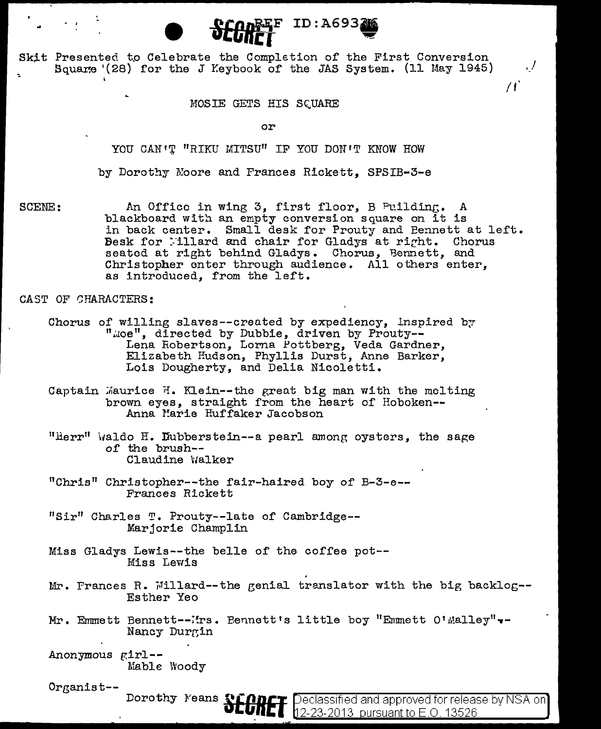SECRET REF ID:A69326

Skit Presented to Celebrate the Completion of the First Conversion Square (28) for the J Keybook of the JAS System. (11 May 1945)

MOSIE GETS HIS SQUARE

or

YOU CAN'T "RIKU MITSU" IF YOU DON'T KNOW HOW

by Dorothy Moore and Frances Rickett, SPSIB-3-e

SCENE: An Office in wing 3, first floor, B Building. A blackboard with an empty conversion square on it is in back center. Small desk for Prouty and Bennett at left. Desk for Millard and chair for Gladys at right. Chorus seated at right behind Gladys. Chorus, Bennett, and Christopher enter through audience. All others enter, as introduced, from the left.

CAST OF CHARACTERS:

Chorus of willing slaves--created by expediency, inspired by "Moe", directed by Dubbie, driven by Prouty--
Lena Robertson, Lorna Pottberg, Veda Gardner, Elizabeth Hudson, Phyllis Durst, Anne Barker, Lois Dougherty, and Delia Nicoletti.

Captain Maurice H. Klein--the great big man with the melting brown eyes, straight from the heart of Hoboken--
Anna Marie Huffaker Jacobson

"Herr" Waldo H. Dubberstein--a pearl among oysters, the sage of the brush--
Claudine Walker

"Chris" Christopher--the fair-haired boy of B-3-e--
Frances Rickett

"Sir" Charles T. Prouty--late of Cambridge--
Marjorie Champlin

Miss Gladys Lewis--the belle of the coffee pot--
Miss Lewis

Mr. Frances R. Millard--the genial translator with the big backlog--
Esther Yeo

Mr. Emmett Bennett--Mrs. Bennett's little boy "Emmett O'Malley"--
Nancy Durgin

Anonymous girl--
Mable Woody

Organist--
Dorothy Means

SECRET

Declassified and approved for release by NSA on 12-23-2013 pursuant to E.O. 13526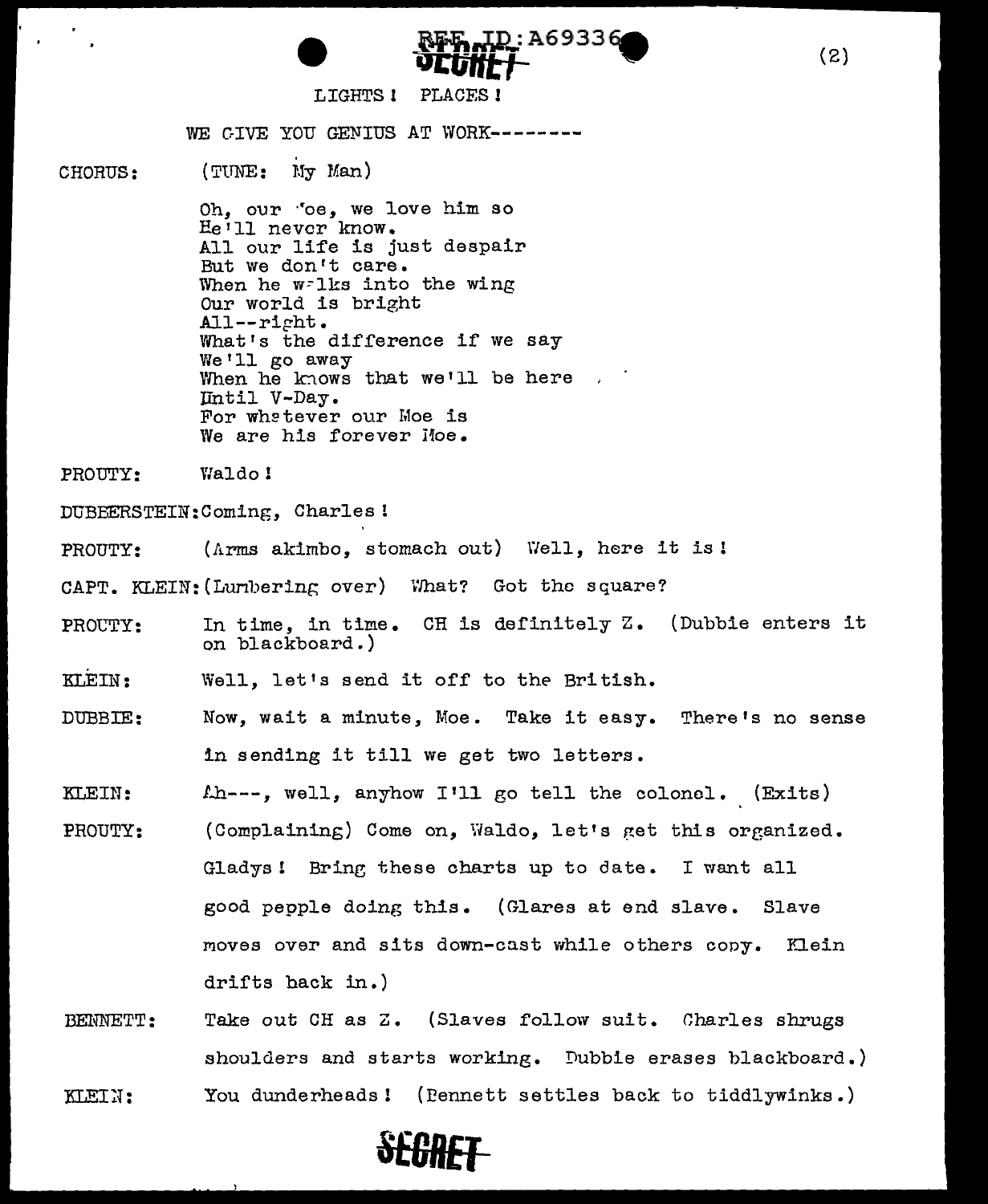LIGHTS! PLACES!

WE GIVE YOU GENIUS AT WORK--------

CHORUS: (TUNE: My Man)

Oh, our Moe, we love him so
He'll never know.
All our life is just despair
But we don't care.
When he walks into the wing
Our world is bright
All--right.
What's the difference if we say
We'll go away
When he knows that we'll be here
Until V-Day.
For whatever our Moe is
We are his forever Moe.

PROUTY: Waldo!

DUBBERSTEIN: Coming, Charles!

PROUTY: (Arms akimbo, stomach out) Well, here it is!

CAPT. KLEIN: (Lumbering over) What? Got the square?

PROUTY: In time, in time. CH is definitely Z. (Dubbie enters it on blackboard.)

KLEIN: Well, let's send it off to the British.

DUBBIE: Now, wait a minute, Moe. Take it easy. There's no sense in sending it till we get two letters.

KLEIN: Ah---, well, anyhow I'll go tell the colonel. (Exits)

PROUTY: (Complaining) Come on, Waldo, let's get this organized. Gladys! Bring these charts up to date. I want all good pepple doing this. (Glares at end slave. Slave moves over and sits down-cast while others copy. Klein drifts back in.)

BENNETT: Take out CH as Z. (Slaves follow suit. Charles shrugs shoulders and starts working. Dubbie erases blackboard.)

KLEIN: You dunderheads! (Bennett settles back to tiddlywinks.)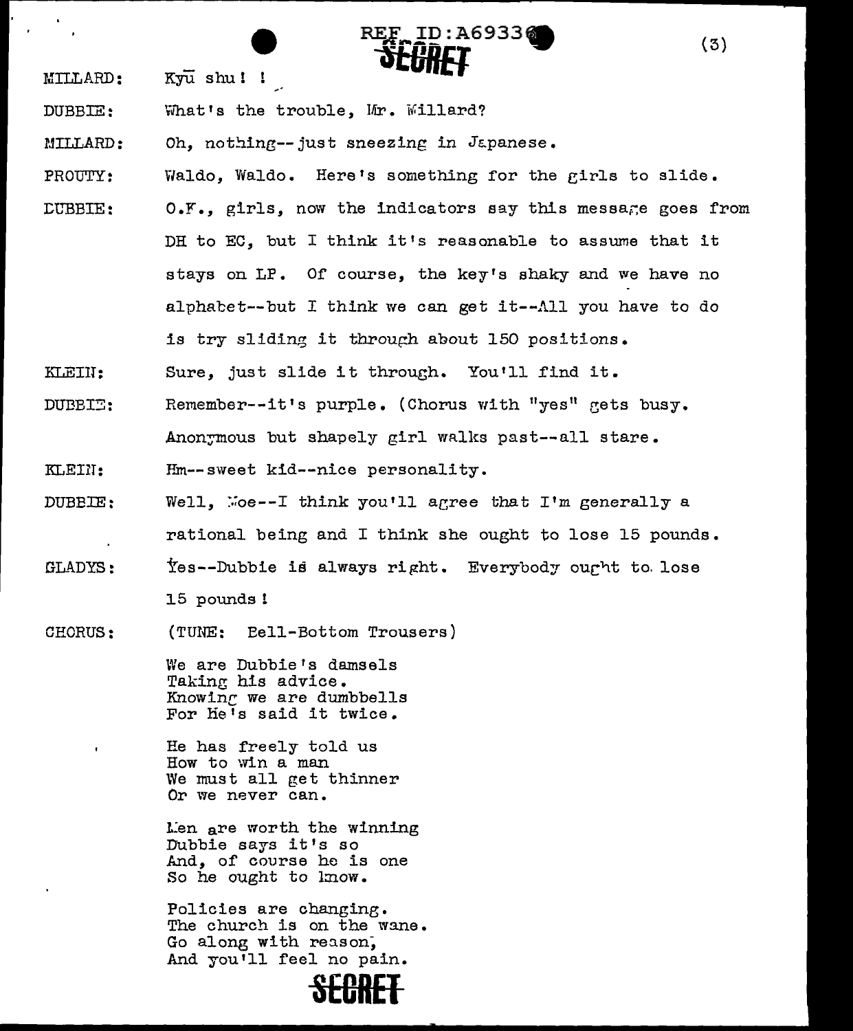MILLARD: Kyū shu! !

DUBBIE: What's the trouble, Mr. Willard?

MILLARD: Oh, nothing--just sneezing in Japanese.

PROUTY: Waldo, Waldo. Here's something for the girls to slide.

DUBBIE: O.K., girls, now the indicators say this message goes from DH to EC, but I think it's reasonable to assume that it stays on LP. Of course, the key's shaky and we have no alphabet--but I think we can get it--All you have to do is try sliding it through about 150 positions.

KLEIN: Sure, just slide it through. You'll find it.

DUBBIE: Remember--it's purple. (Chorus with "yes" gets busy. Anonymous but shapely girl walks past--all stare.

KLEIN: Hm--sweet kid--nice personality.

DUBBIE: Well, Moe--I think you'll agree that I'm generally a rational being and I think she ought to lose 15 pounds.

GLADYS: Yes--Dubbie is always right. Everybody ought to lose 15 pounds!

CHORUS: (TUNE: Bell-Bottom Trousers)

We are Dubbie's damsels
Taking his advice.
Knowing we are dumbbells
For He's said it twice.

He has freely told us
How to win a man
We must all get thinner
Or we never can.

Men are worth the winning
Dubbie says it's so
And, of course he is one
So he ought to know.

Policies are changing.
The church is on the wane.
Go along with reason,
And you'll feel no pain.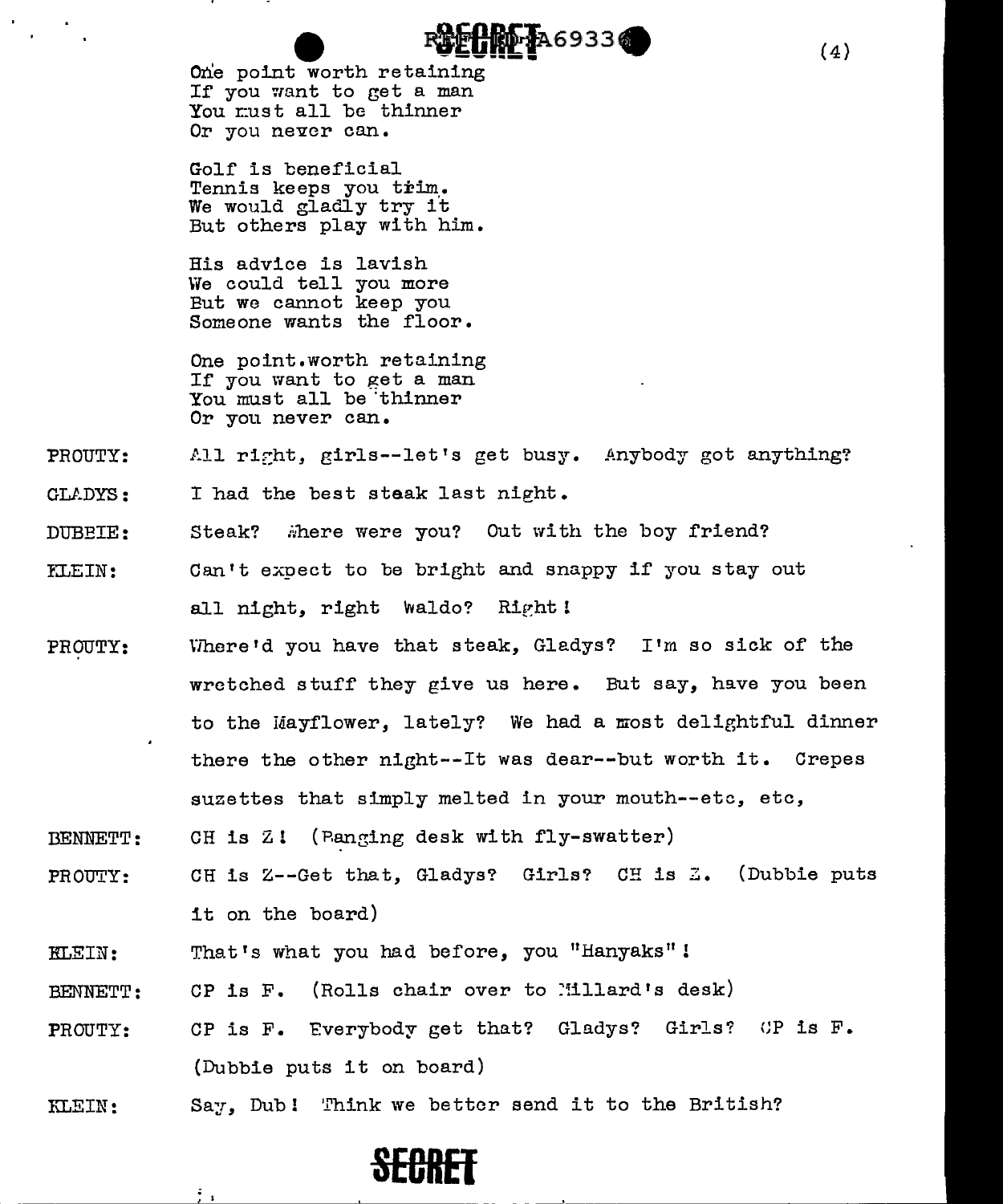One point worth retaining
If you want to get a man
You must all be thinner
Or you never can.

Golf is beneficial
Tennis keeps you trim.
We would gladly try it
But others play with him.

His advice is lavish
We could tell you more
But we cannot keep you
Someone wants the floor.

One point.worth retaining
If you want to get a man
You must all be thinner
Or you never can.

PROUTY: All right, girls--let's get busy. Anybody got anything?

GLADYS: I had the best steak last night.

DUBBIE: Steak? Where were you? Out with the boy friend?

KLEIN: Can't expect to be bright and snappy if you stay out all night, right Waldo? Right!

PROUTY: Where'd you have that steak, Gladys? I'm so sick of the wretched stuff they give us here. But say, have you been to the Mayflower, lately? We had a most delightful dinner there the other night--It was dear--but worth it. Crepes suzettes that simply melted in your mouth--etc, etc,

BENNETT: CH is Z! (Banging desk with fly-swatter)

PROUTY: CH is Z--Get that, Gladys? Girls? CH is Z. (Dubbie puts it on the board)

KLEIN: That's what you had before, you "Hanyaks"!

BENNETT: CP is F. (Rolls chair over to Millard's desk)

PROUTY: CP is F. Everybody get that? Gladys? Girls? CP is F. (Dubbie puts it on board)

KLEIN: Say, Dub! Think we better send it to the British?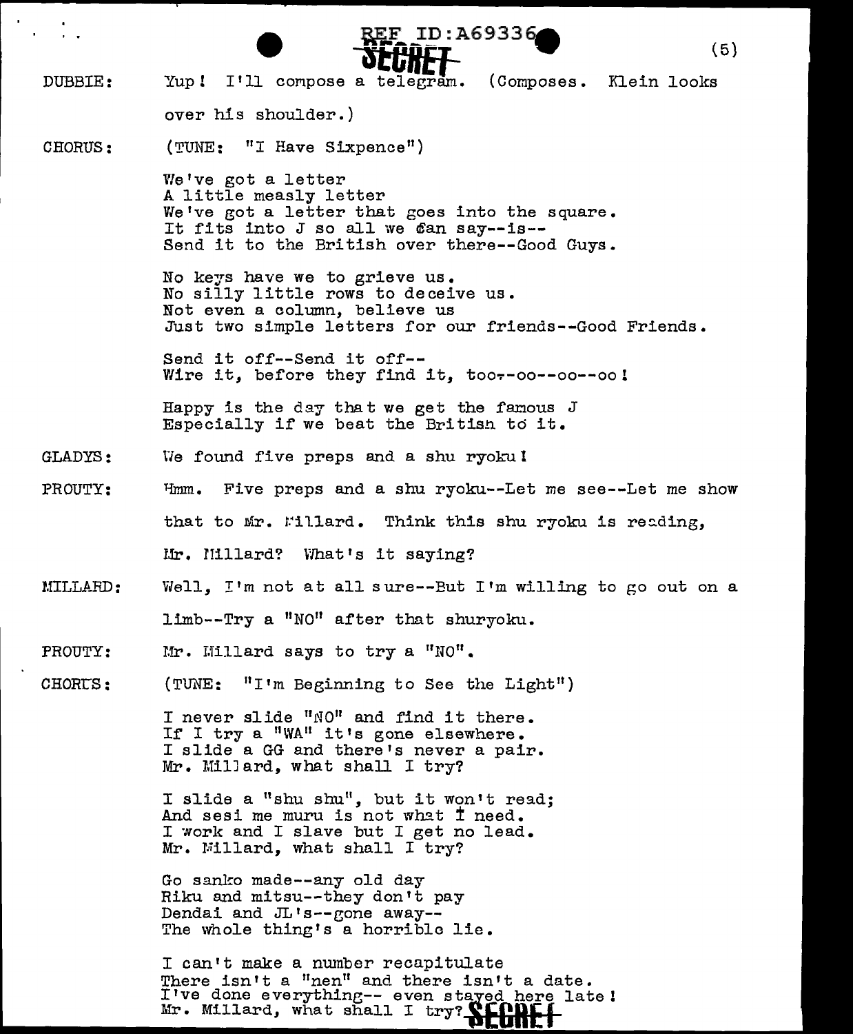DUBBIE: Yup! I'll compose a telegram. (Composes. Klein looks over his shoulder.)

CHORUS: (TUNE: "I Have Sixpence")

We've got a letter
A little measly letter
We've got a letter that goes into the square.
It fits into J so all we can say--is--
Send it to the British over there--Good Guys.

No keys have we to grieve us.
No silly little rows to deceive us.
Not even a column, believe us
Just two simple letters for our friends--Good Friends.

Send it off--Send it off--
Wire it, before they find it, too--oo--oo--oo!

Happy is the day that we get the famous J
Especially if we beat the British to it.

GLADYS: We found five preps and a shu ryoku!

PROUTY: Hmm. Five preps and a shu ryoku--Let me see--Let me show that to Mr. Millard. Think this shu ryoku is reading, Mr. Millard? What's it saying?

MILLARD: Well, I'm not at all sure--But I'm willing to go out on a limb--Try a "NO" after that shuryoku.

PROUTY: Mr. Millard says to try a "NO".

CHORUS: (TUNE: "I'm Beginning to See the Light")

I never slide "NO" and find it there.
If I try a "WA" it's gone elsewhere.
I slide a GG and there's never a pair.
Mr. Millard, what shall I try?

I slide a "shu shu", but it won't read;
And sesi me muru is not what I need.
I work and I slave but I get no lead.
Mr. Millard, what shall I try?

Go sanko made--any old day
Riku and mitsu--they don't pay
Dendai and JL's--gone away--
The whole thing's a horrible lie.

I can't make a number recapitulate
There isn't a "nen" and there isn't a date.
I've done everything-- even stayed here late!
Mr. Millard, what shall I try?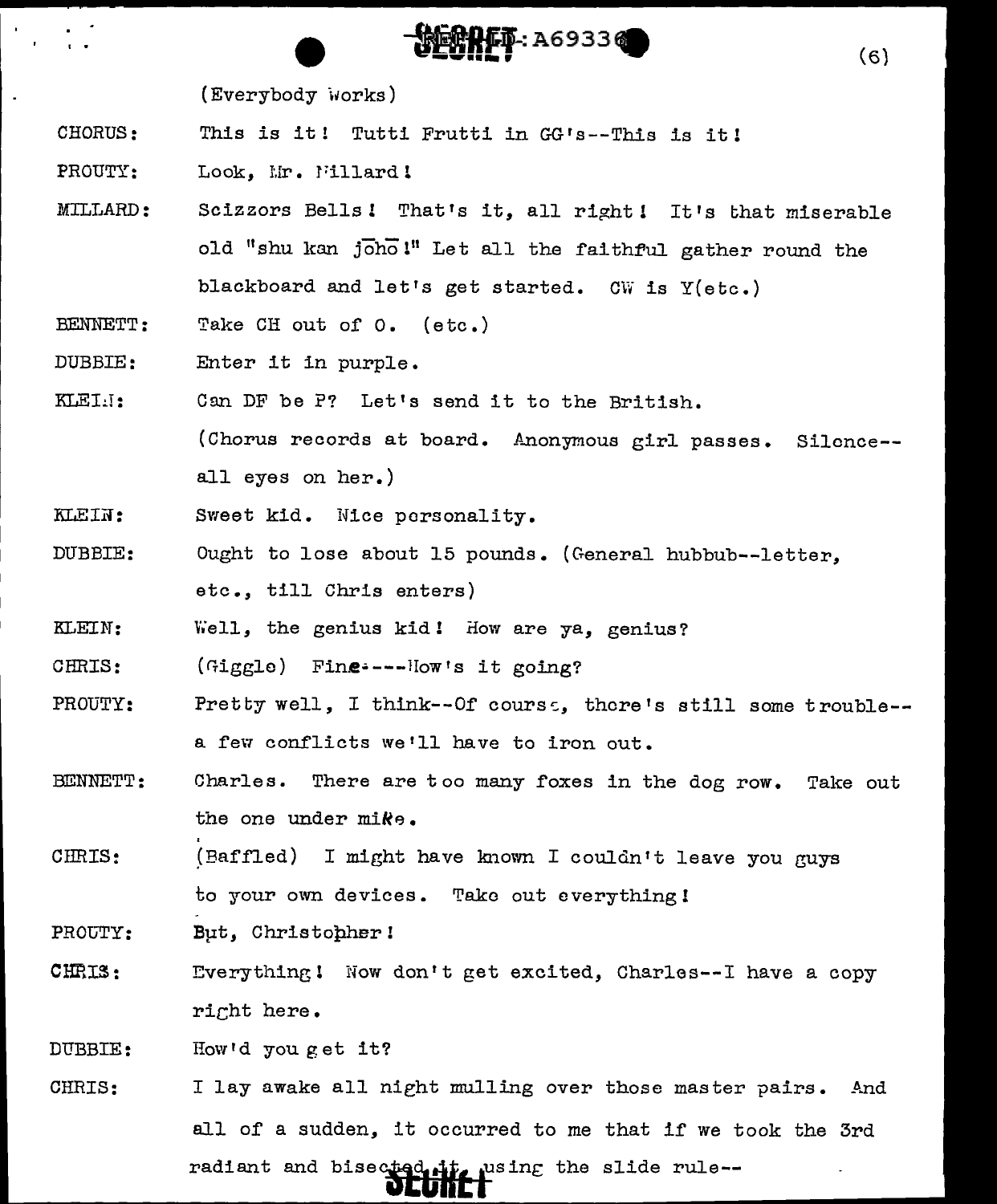(Everybody Works)

CHORUS: This is it! Tutti Frutti in GG's--This is it!

PROUTY: Look, Mr. Millard!

MILLARD: Scizzors Bells! That's it, all right! It's that miserable old "shu kan jōhō!" Let all the faithful gather round the blackboard and let's get started. CW is Y(etc.)

BENNETT: Take CH out of O. (etc.)

DUBBIE: Enter it in purple.

KLEIN: Can DF be P? Let's send it to the British.
(Chorus records at board. Anonymous girl passes. Silence--all eyes on her.)

KLEIN: Sweet kid. Nice personality.

DUBBIE: Ought to lose about 15 pounds. (General hubbub--letter, etc., till Chris enters)

KLEIN: Well, the genius kid! How are ya, genius?

CHRIS: (Giggle) Fine----How's it going?

PROUTY: Pretty well, I think--Of course, there's still some trouble--a few conflicts we'll have to iron out.

BENNETT: Charles. There are too many foxes in the dog row. Take out the one under mike.

CHRIS: (Baffled) I might have known I couldn't leave you guys to your own devices. Take out everything!

PROUTY: But, Christopher!

CHRIS: Everything! Now don't get excited, Charles--I have a copy right here.

DUBBIE: How'd you get it?

CHRIS: I lay awake all night mulling over those master pairs. And all of a sudden, it occurred to me that if we took the 3rd radiant and bisected it, using the slide rule--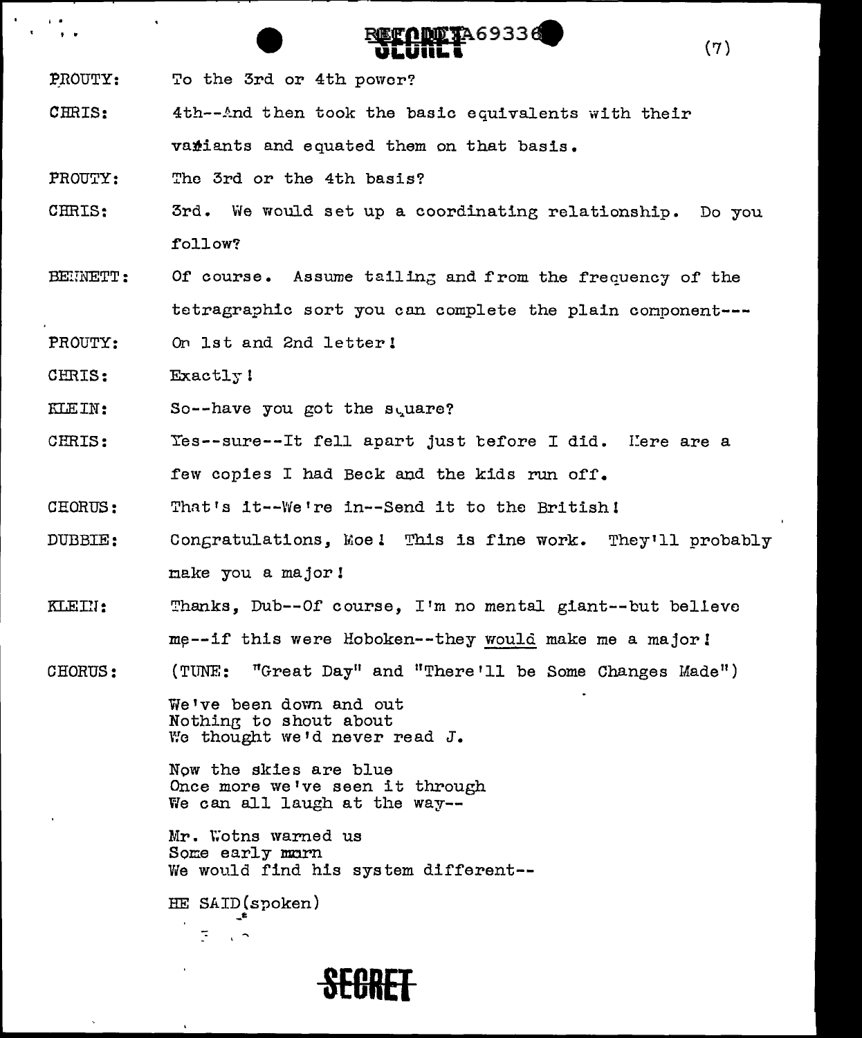PROUTY: To the 3rd or 4th power?

CHRIS: 4th--And then took the basic equivalents with their vatiants and equated them on that basis.

PROUTY: The 3rd or the 4th basis?

CHRIS: 3rd. We would set up a coordinating relationship. Do you follow?

BENNETT: Of course. Assume tailing and from the frequency of the tetragraphic sort you can complete the plain component---

PROUTY: On 1st and 2nd letter!

CHRIS: Exactly!

KLEIN: So--have you got the square?

CHRIS: Yes--sure--It fell apart just before I did. Here are a few copies I had Beck and the kids run off.

CHORUS: That's it--We're in--Send it to the British!

DUBBIE: Congratulations, Moe! This is fine work. They'll probably make you a major!

KLEIN: Thanks, Dub--Of course, I'm no mental giant--but believe me--if this were Hoboken--they *would* make me a major!

CHORUS: (TUNE: "Great Day" and "There'll be Some Changes Made")

We've been down and out
Nothing to shout about
We thought we'd never read J.

Now the skies are blue
Once more we've seen it through
We can all laugh at the way--

Mr. Wotns warned us
Some early morn
We would find his system different--

HE SAID(spoken)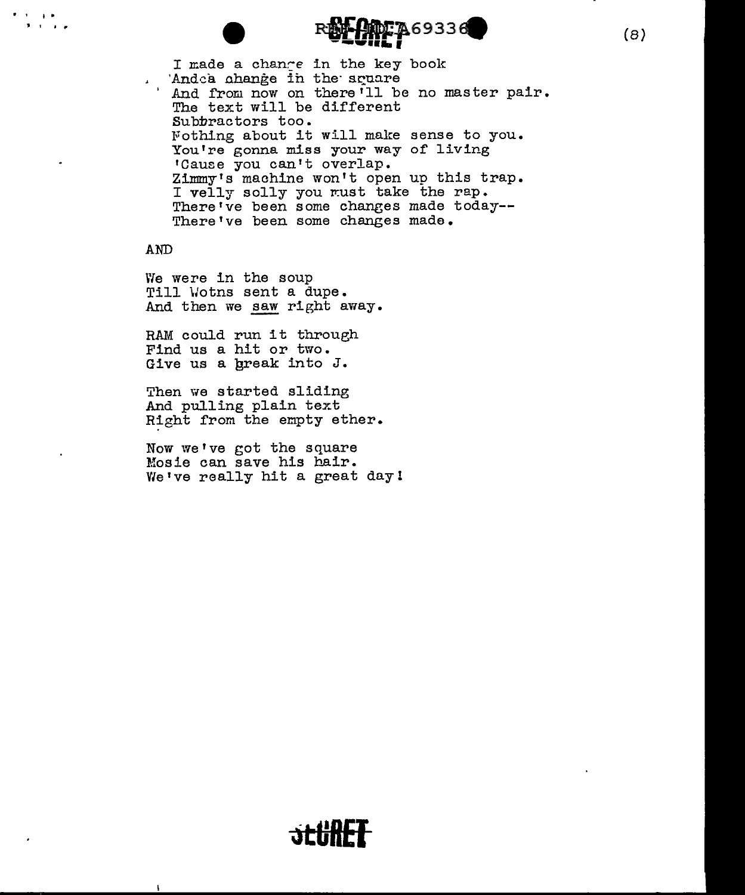I made a change in the key book
'Anda change in the square
And from now on there'll be no master pair.
The text will be different
Subtractors too.
Nothing about it will make sense to you.
You're gonna miss your way of living
'Cause you can't overlap.
Zimmy's machine won't open up this trap.
I velly solly you must take the rap.
There've been some changes made today--
There've been some changes made.

AND

We were in the soup
Till Wotns sent a dupe.
And then we <u>saw</u> right away.

RAM could run it through
Find us a hit or two.
Give us a break into J.

Then we started sliding
And pulling plain text
Right from the empty ether.

Now we've got the square
Mosie can save his hair.
We've really hit a great day!